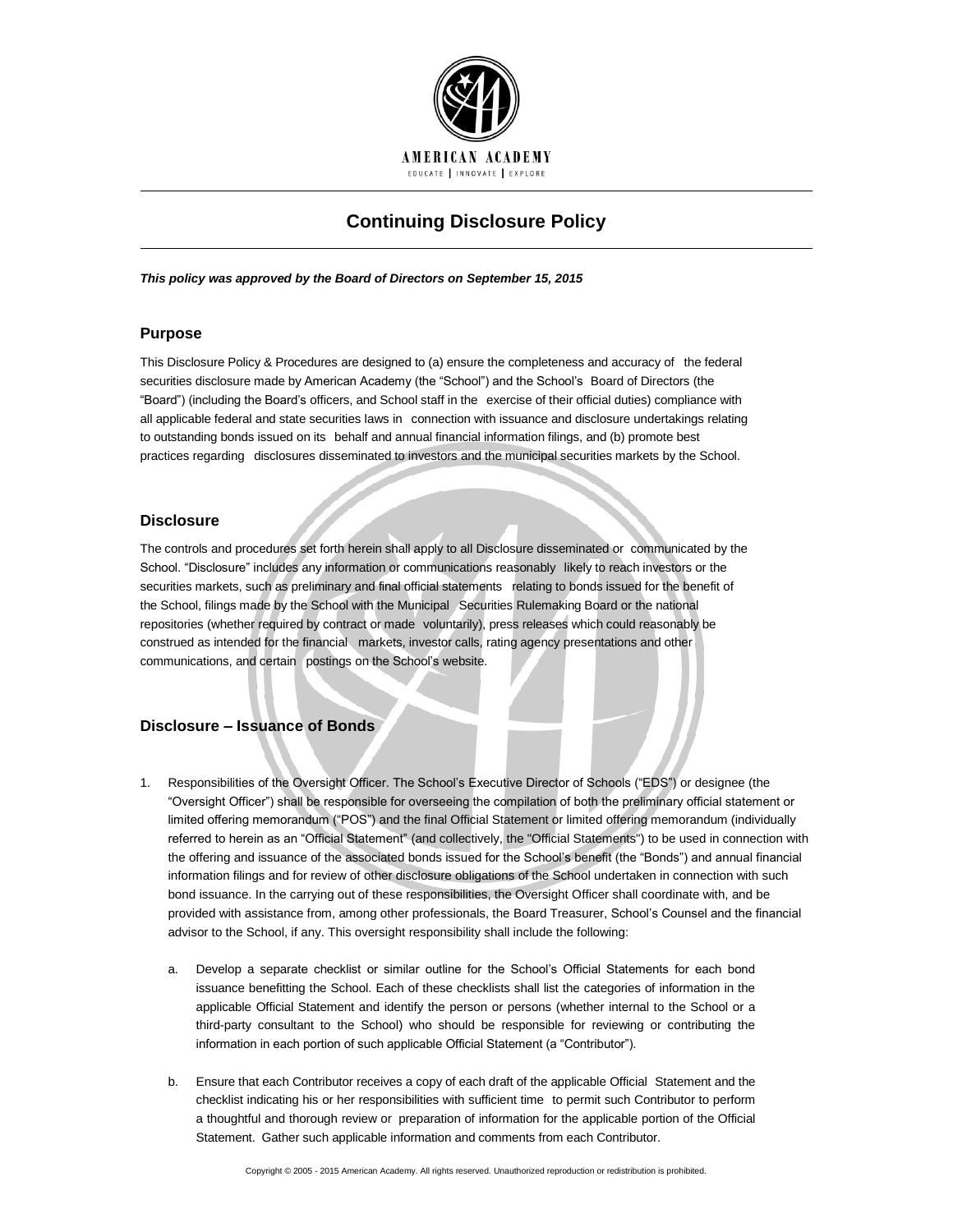AMERICAN ACADEMY

EDUCATE | INNOVATE | EXPLORE

# Continuing Disclosure Policy

***This policy was approved by the Board of Directors on September 15, 2015***

## Purpose

This Disclosure Policy & Procedures are designed to (a) ensure the completeness and accuracy of the federal securities disclosure made by American Academy (the "School") and the School's Board of Directors (the "Board") (including the Board's officers, and School staff in the exercise of their official duties) compliance with all applicable federal and state securities laws in connection with issuance and disclosure undertakings relating to outstanding bonds issued on its behalf and annual financial information filings, and (b) promote best practices regarding disclosures disseminated to investors and the municipal securities markets by the School.

## Disclosure

The controls and procedures set forth herein shall apply to all Disclosure disseminated or communicated by the School. "Disclosure" includes any information or communications reasonably likely to reach investors or the securities markets, such as preliminary and final official statements relating to bonds issued for the benefit of the School, filings made by the School with the Municipal Securities Rulemaking Board or the national repositories (whether required by contract or made voluntarily), press releases which could reasonably be construed as intended for the financial markets, investor calls, rating agency presentations and other communications, and certain postings on the School's website.

## Disclosure – Issuance of Bonds

1. Responsibilities of the Oversight Officer. The School's Executive Director of Schools ("EDS") or designee (the "Oversight Officer") shall be responsible for overseeing the compilation of both the preliminary official statement or limited offering memorandum ("POS") and the final Official Statement or limited offering memorandum (individually referred to herein as an "Official Statement" (and collectively, the "Official Statements") to be used in connection with the offering and issuance of the associated bonds issued for the School's benefit (the "Bonds") and annual financial information filings and for review of other disclosure obligations of the School undertaken in connection with such bond issuance. In the carrying out of these responsibilities, the Oversight Officer shall coordinate with, and be provided with assistance from, among other professionals, the Board Treasurer, School's Counsel and the financial advisor to the School, if any. This oversight responsibility shall include the following:

    a. Develop a separate checklist or similar outline for the School's Official Statements for each bond issuance benefitting the School. Each of these checklists shall list the categories of information in the applicable Official Statement and identify the person or persons (whether internal to the School or a third-party consultant to the School) who should be responsible for reviewing or contributing the information in each portion of such applicable Official Statement (a "Contributor").

    b. Ensure that each Contributor receives a copy of each draft of the applicable Official Statement and the checklist indicating his or her responsibilities with sufficient time to permit such Contributor to perform a thoughtful and thorough review or preparation of information for the applicable portion of the Official Statement. Gather such applicable information and comments from each Contributor.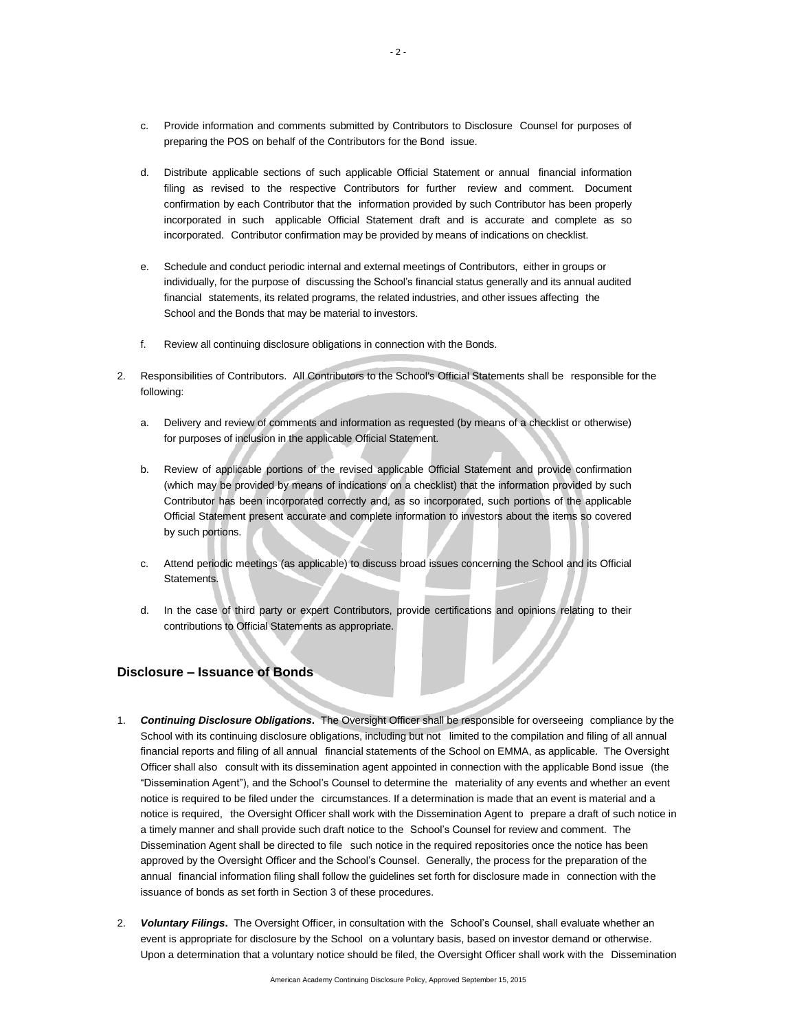c. Provide information and comments submitted by Contributors to Disclosure Counsel for purposes of preparing the POS on behalf of the Contributors for the Bond issue.

d. Distribute applicable sections of such applicable Official Statement or annual financial information filing as revised to the respective Contributors for further review and comment. Document confirmation by each Contributor that the information provided by such Contributor has been properly incorporated in such applicable Official Statement draft and is accurate and complete as so incorporated. Contributor confirmation may be provided by means of indications on checklist.

e. Schedule and conduct periodic internal and external meetings of Contributors, either in groups or individually, for the purpose of discussing the School's financial status generally and its annual audited financial statements, its related programs, the related industries, and other issues affecting the School and the Bonds that may be material to investors.

f. Review all continuing disclosure obligations in connection with the Bonds.

2. Responsibilities of Contributors. All Contributors to the School's Official Statements shall be responsible for the following:

   a. Delivery and review of comments and information as requested (by means of a checklist or otherwise) for purposes of inclusion in the applicable Official Statement.

   b. Review of applicable portions of the revised applicable Official Statement and provide confirmation (which may be provided by means of indications on a checklist) that the information provided by such Contributor has been incorporated correctly and, as so incorporated, such portions of the applicable Official Statement present accurate and complete information to investors about the items so covered by such portions.

   c. Attend periodic meetings (as applicable) to discuss broad issues concerning the School and its Official Statements.

   d. In the case of third party or expert Contributors, provide certifications and opinions relating to their contributions to Official Statements as appropriate.

## Disclosure – Issuance of Bonds

1. ***Continuing Disclosure Obligations*.** The Oversight Officer shall be responsible for overseeing compliance by the School with its continuing disclosure obligations, including but not limited to the compilation and filing of all annual financial reports and filing of all annual financial statements of the School on EMMA, as applicable. The Oversight Officer shall also consult with its dissemination agent appointed in connection with the applicable Bond issue (the "Dissemination Agent"), and the School's Counsel to determine the materiality of any events and whether an event notice is required to be filed under the circumstances. If a determination is made that an event is material and a notice is required, the Oversight Officer shall work with the Dissemination Agent to prepare a draft of such notice in a timely manner and shall provide such draft notice to the School's Counsel for review and comment. The Dissemination Agent shall be directed to file such notice in the required repositories once the notice has been approved by the Oversight Officer and the School's Counsel. Generally, the process for the preparation of the annual financial information filing shall follow the guidelines set forth for disclosure made in connection with the issuance of bonds as set forth in Section 3 of these procedures.

2. ***Voluntary Filings*.** The Oversight Officer, in consultation with the School's Counsel, shall evaluate whether an event is appropriate for disclosure by the School on a voluntary basis, based on investor demand or otherwise. Upon a determination that a voluntary notice should be filed, the Oversight Officer shall work with the Dissemination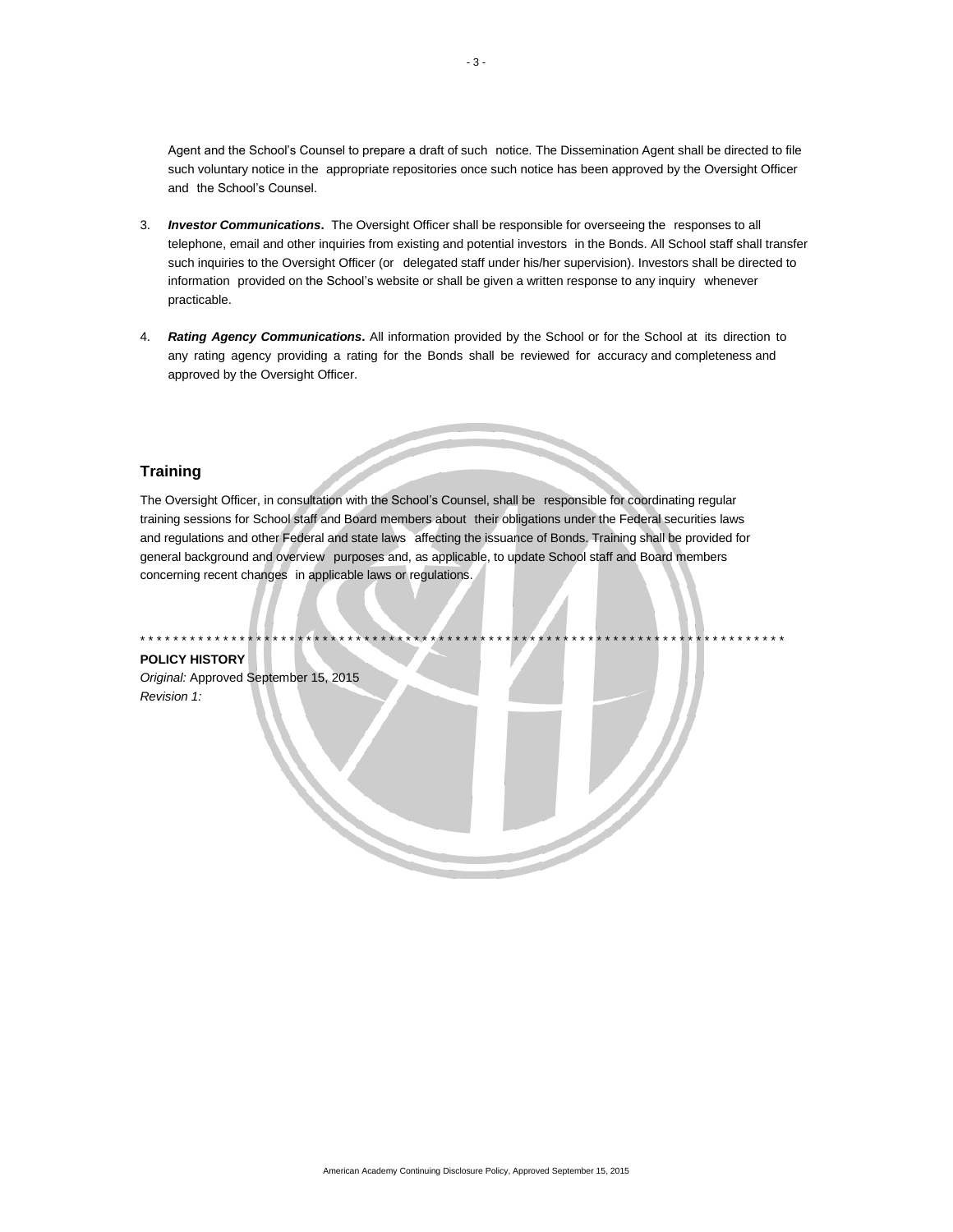Agent and the School's Counsel to prepare a draft of such notice. The Dissemination Agent shall be directed to file such voluntary notice in the appropriate repositories once such notice has been approved by the Oversight Officer and the School's Counsel.

3. ***Investor Communications*.** The Oversight Officer shall be responsible for overseeing the responses to all telephone, email and other inquiries from existing and potential investors in the Bonds. All School staff shall transfer such inquiries to the Oversight Officer (or delegated staff under his/her supervision). Investors shall be directed to information provided on the School's website or shall be given a written response to any inquiry whenever practicable.

4. ***Rating Agency Communications*.** All information provided by the School or for the School at its direction to any rating agency providing a rating for the Bonds shall be reviewed for accuracy and completeness and approved by the Oversight Officer.

## Training

The Oversight Officer, in consultation with the School's Counsel, shall be responsible for coordinating regular training sessions for School staff and Board members about their obligations under the Federal securities laws and regulations and other Federal and state laws affecting the issuance of Bonds. Training shall be provided for general background and overview purposes and, as applicable, to update School staff and Board members concerning recent changes in applicable laws or regulations.

* * * * * * * * * * * * * * * * * * * * * * * * * * * * * * * * * * * * * * * * * * * * * * * * * * * * * * * * * * * * * * * * * * * * * * * * * * * * * * * * *

**POLICY HISTORY**
*Original:* Approved September 15, 2015
*Revision 1:*